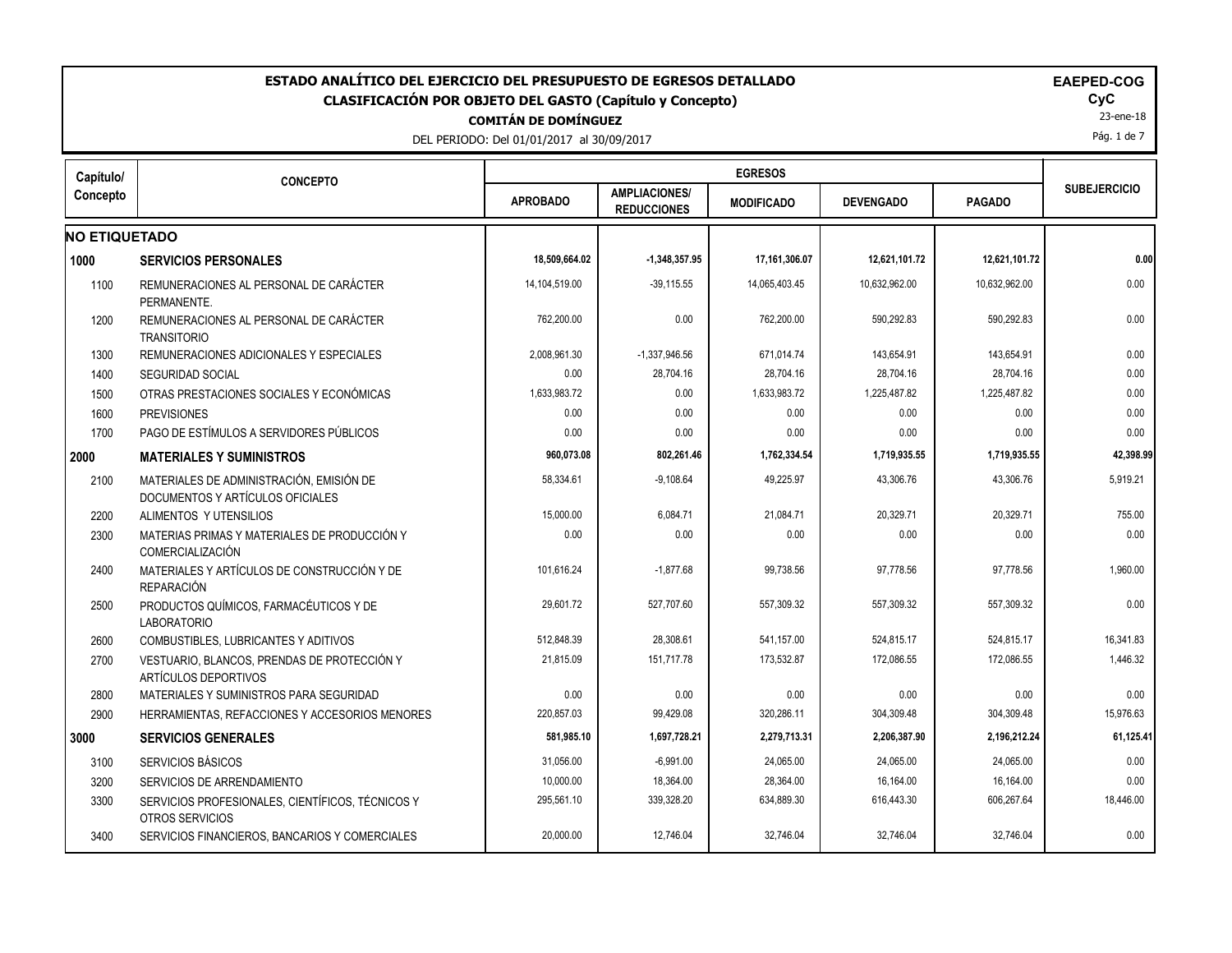# ESTADO ANALÍTICO DEL EJERCICIO DEL PRESUPUESTO DE EGRESOS DETALLADO

## CLASIFICACIÓN POR OBJETO DEL GASTO (Capítulo y Concepto)

**COMITÁN DE DOMÍNGUEZ**

DEL PERIODO: Del 01/01/2017 al 30/09/2017

**EAEPED-COG**
**CyC**
23-ene-18

| Capítulo/ Concepto | CONCEPTO | EGRESOS | | | | | SUBEJERCICIO |
|---|---|---|---|---|---|---|---|
| | | APROBADO | AMPLIACIONES/ REDUCCIONES | MODIFICADO | DEVENGADO | PAGADO | |
| **NO ETIQUETADO** | | | | | | | |
| **1000** | **SERVICIOS PERSONALES** | **18,509,664.02** | **-1,348,357.95** | **17,161,306.07** | **12,621,101.72** | **12,621,101.72** | **0.00** |
| 1100 | REMUNERACIONES AL PERSONAL DE CARÁCTER PERMANENTE. | 14,104,519.00 | -39,115.55 | 14,065,403.45 | 10,632,962.00 | 10,632,962.00 | 0.00 |
| 1200 | REMUNERACIONES AL PERSONAL DE CARÁCTER TRANSITORIO | 762,200.00 | 0.00 | 762,200.00 | 590,292.83 | 590,292.83 | 0.00 |
| 1300 | REMUNERACIONES ADICIONALES Y ESPECIALES | 2,008,961.30 | -1,337,946.56 | 671,014.74 | 143,654.91 | 143,654.91 | 0.00 |
| 1400 | SEGURIDAD SOCIAL | 0.00 | 28,704.16 | 28,704.16 | 28,704.16 | 28,704.16 | 0.00 |
| 1500 | OTRAS PRESTACIONES SOCIALES Y ECONÓMICAS | 1,633,983.72 | 0.00 | 1,633,983.72 | 1,225,487.82 | 1,225,487.82 | 0.00 |
| 1600 | PREVISIONES | 0.00 | 0.00 | 0.00 | 0.00 | 0.00 | 0.00 |
| 1700 | PAGO DE ESTÍMULOS A SERVIDORES PÚBLICOS | 0.00 | 0.00 | 0.00 | 0.00 | 0.00 | 0.00 |
| **2000** | **MATERIALES Y SUMINISTROS** | **960,073.08** | **802,261.46** | **1,762,334.54** | **1,719,935.55** | **1,719,935.55** | **42,398.99** |
| 2100 | MATERIALES DE ADMINISTRACIÓN, EMISIÓN DE DOCUMENTOS Y ARTÍCULOS OFICIALES | 58,334.61 | -9,108.64 | 49,225.97 | 43,306.76 | 43,306.76 | 5,919.21 |
| 2200 | ALIMENTOS Y UTENSILIOS | 15,000.00 | 6,084.71 | 21,084.71 | 20,329.71 | 20,329.71 | 755.00 |
| 2300 | MATERIAS PRIMAS Y MATERIALES DE PRODUCCIÓN Y COMERCIALIZACIÓN | 0.00 | 0.00 | 0.00 | 0.00 | 0.00 | 0.00 |
| 2400 | MATERIALES Y ARTÍCULOS DE CONSTRUCCIÓN Y DE REPARACIÓN | 101,616.24 | -1,877.68 | 99,738.56 | 97,778.56 | 97,778.56 | 1,960.00 |
| 2500 | PRODUCTOS QUÍMICOS, FARMACÉUTICOS Y DE LABORATORIO | 29,601.72 | 527,707.60 | 557,309.32 | 557,309.32 | 557,309.32 | 0.00 |
| 2600 | COMBUSTIBLES, LUBRICANTES Y ADITIVOS | 512,848.39 | 28,308.61 | 541,157.00 | 524,815.17 | 524,815.17 | 16,341.83 |
| 2700 | VESTUARIO, BLANCOS, PRENDAS DE PROTECCIÓN Y ARTÍCULOS DEPORTIVOS | 21,815.09 | 151,717.78 | 173,532.87 | 172,086.55 | 172,086.55 | 1,446.32 |
| 2800 | MATERIALES Y SUMINISTROS PARA SEGURIDAD | 0.00 | 0.00 | 0.00 | 0.00 | 0.00 | 0.00 |
| 2900 | HERRAMIENTAS, REFACCIONES Y ACCESORIOS MENORES | 220,857.03 | 99,429.08 | 320,286.11 | 304,309.48 | 304,309.48 | 15,976.63 |
| **3000** | **SERVICIOS GENERALES** | **581,985.10** | **1,697,728.21** | **2,279,713.31** | **2,206,387.90** | **2,196,212.24** | **61,125.41** |
| 3100 | SERVICIOS BÁSICOS | 31,056.00 | -6,991.00 | 24,065.00 | 24,065.00 | 24,065.00 | 0.00 |
| 3200 | SERVICIOS DE ARRENDAMIENTO | 10,000.00 | 18,364.00 | 28,364.00 | 16,164.00 | 16,164.00 | 0.00 |
| 3300 | SERVICIOS PROFESIONALES, CIENTÍFICOS, TÉCNICOS Y OTROS SERVICIOS | 295,561.10 | 339,328.20 | 634,889.30 | 616,443.30 | 606,267.64 | 18,446.00 |
| 3400 | SERVICIOS FINANCIEROS, BANCARIOS Y COMERCIALES | 20,000.00 | 12,746.04 | 32,746.04 | 32,746.04 | 32,746.04 | 0.00 |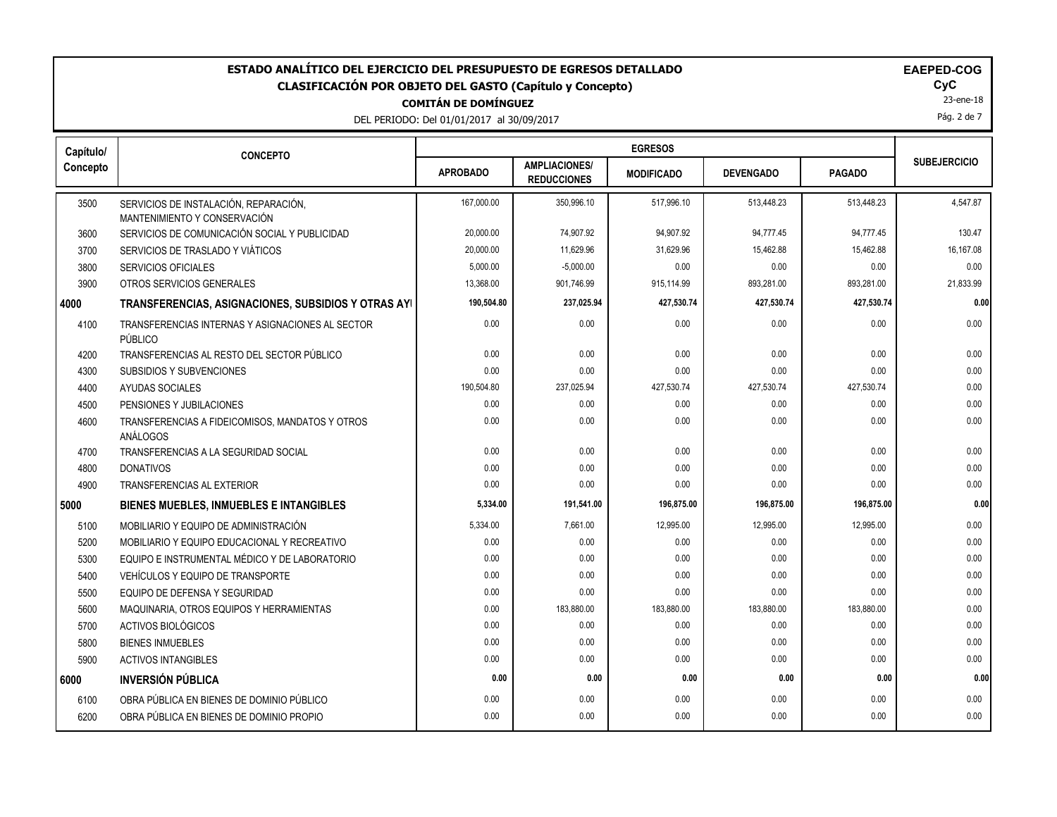# ESTADO ANALÍTICO DEL EJERCICIO DEL PRESUPUESTO DE EGRESOS DETALLADO
## CLASIFICACIÓN POR OBJETO DEL GASTO (Capítulo y Concepto)
### COMITÁN DE DOMÍNGUEZ

DEL PERIODO: Del 01/01/2017 al 30/09/2017

**EAEPED-COG**
**CyC**
23-ene-18

| Capítulo/ Concepto | CONCEPTO | EGRESOS | | | | | SUBEJERCICIO |
|---|---|---|---|---|---|---|---|
| | | APROBADO | AMPLIACIONES/ REDUCCIONES | MODIFICADO | DEVENGADO | PAGADO | |
| 3500 | SERVICIOS DE INSTALACIÓN, REPARACIÓN, MANTENIMIENTO Y CONSERVACIÓN | 167,000.00 | 350,996.10 | 517,996.10 | 513,448.23 | 513,448.23 | 4,547.87 |
| 3600 | SERVICIOS DE COMUNICACIÓN SOCIAL Y PUBLICIDAD | 20,000.00 | 74,907.92 | 94,907.92 | 94,777.45 | 94,777.45 | 130.47 |
| 3700 | SERVICIOS DE TRASLADO Y VIÁTICOS | 20,000.00 | 11,629.96 | 31,629.96 | 15,462.88 | 15,462.88 | 16,167.08 |
| 3800 | SERVICIOS OFICIALES | 5,000.00 | -5,000.00 | 0.00 | 0.00 | 0.00 | 0.00 |
| 3900 | OTROS SERVICIOS GENERALES | 13,368.00 | 901,746.99 | 915,114.99 | 893,281.00 | 893,281.00 | 21,833.99 |
| **4000** | **TRANSFERENCIAS, ASIGNACIONES, SUBSIDIOS Y OTRAS AY** | **190,504.80** | **237,025.94** | **427,530.74** | **427,530.74** | **427,530.74** | **0.00** |
| 4100 | TRANSFERENCIAS INTERNAS Y ASIGNACIONES AL SECTOR PÚBLICO | 0.00 | 0.00 | 0.00 | 0.00 | 0.00 | 0.00 |
| 4200 | TRANSFERENCIAS AL RESTO DEL SECTOR PÚBLICO | 0.00 | 0.00 | 0.00 | 0.00 | 0.00 | 0.00 |
| 4300 | SUBSIDIOS Y SUBVENCIONES | 0.00 | 0.00 | 0.00 | 0.00 | 0.00 | 0.00 |
| 4400 | AYUDAS SOCIALES | 190,504.80 | 237,025.94 | 427,530.74 | 427,530.74 | 427,530.74 | 0.00 |
| 4500 | PENSIONES Y JUBILACIONES | 0.00 | 0.00 | 0.00 | 0.00 | 0.00 | 0.00 |
| 4600 | TRANSFERENCIAS A FIDEICOMISOS, MANDATOS Y OTROS ANÁLOGOS | 0.00 | 0.00 | 0.00 | 0.00 | 0.00 | 0.00 |
| 4700 | TRANSFERENCIAS A LA SEGURIDAD SOCIAL | 0.00 | 0.00 | 0.00 | 0.00 | 0.00 | 0.00 |
| 4800 | DONATIVOS | 0.00 | 0.00 | 0.00 | 0.00 | 0.00 | 0.00 |
| 4900 | TRANSFERENCIAS AL EXTERIOR | 0.00 | 0.00 | 0.00 | 0.00 | 0.00 | 0.00 |
| **5000** | **BIENES MUEBLES, INMUEBLES E INTANGIBLES** | **5,334.00** | **191,541.00** | **196,875.00** | **196,875.00** | **196,875.00** | **0.00** |
| 5100 | MOBILIARIO Y EQUIPO DE ADMINISTRACIÓN | 5,334.00 | 7,661.00 | 12,995.00 | 12,995.00 | 12,995.00 | 0.00 |
| 5200 | MOBILIARIO Y EQUIPO EDUCACIONAL Y RECREATIVO | 0.00 | 0.00 | 0.00 | 0.00 | 0.00 | 0.00 |
| 5300 | EQUIPO E INSTRUMENTAL MÉDICO Y DE LABORATORIO | 0.00 | 0.00 | 0.00 | 0.00 | 0.00 | 0.00 |
| 5400 | VEHÍCULOS Y EQUIPO DE TRANSPORTE | 0.00 | 0.00 | 0.00 | 0.00 | 0.00 | 0.00 |
| 5500 | EQUIPO DE DEFENSA Y SEGURIDAD | 0.00 | 0.00 | 0.00 | 0.00 | 0.00 | 0.00 |
| 5600 | MAQUINARIA, OTROS EQUIPOS Y HERRAMIENTAS | 0.00 | 183,880.00 | 183,880.00 | 183,880.00 | 183,880.00 | 0.00 |
| 5700 | ACTIVOS BIOLÓGICOS | 0.00 | 0.00 | 0.00 | 0.00 | 0.00 | 0.00 |
| 5800 | BIENES INMUEBLES | 0.00 | 0.00 | 0.00 | 0.00 | 0.00 | 0.00 |
| 5900 | ACTIVOS INTANGIBLES | 0.00 | 0.00 | 0.00 | 0.00 | 0.00 | 0.00 |
| **6000** | **INVERSIÓN PÚBLICA** | **0.00** | **0.00** | **0.00** | **0.00** | **0.00** | **0.00** |
| 6100 | OBRA PÚBLICA EN BIENES DE DOMINIO PÚBLICO | 0.00 | 0.00 | 0.00 | 0.00 | 0.00 | 0.00 |
| 6200 | OBRA PÚBLICA EN BIENES DE DOMINIO PROPIO | 0.00 | 0.00 | 0.00 | 0.00 | 0.00 | 0.00 |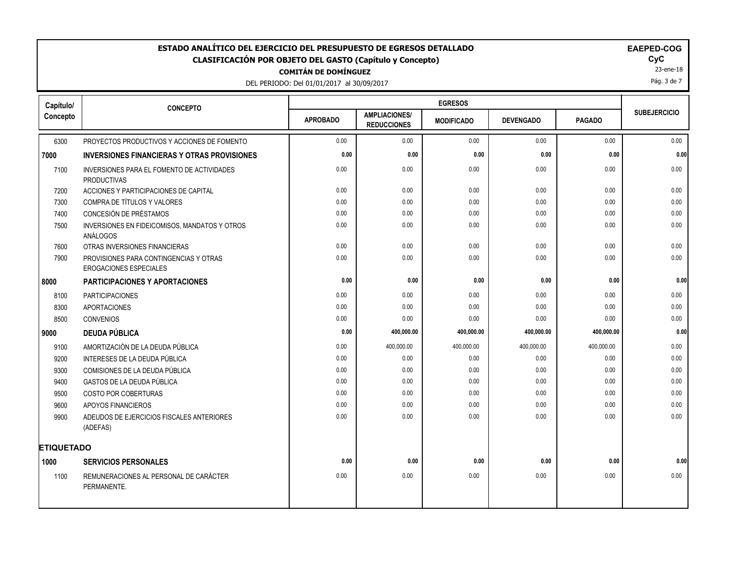# ESTADO ANALÍTICO DEL EJERCICIO DEL PRESUPUESTO DE EGRESOS DETALLADO

## CLASIFICACIÓN POR OBJETO DEL GASTO (Capítulo y Concepto)

**COMITÁN DE DOMÍNGUEZ**

DEL PERIODO: Del 01/01/2017 al 30/09/2017

**EAPED-COG**
**CyC**
23-ene-18

| Capítulo/ Concepto | CONCEPTO | EGRESOS | | | | | SUBEJERCICIO |
|---|---|---|---|---|---|---|---|
| | | APROBADO | AMPLIACIONES/ REDUCCIONES | MODIFICADO | DEVENGADO | PAGADO | |
| 6300 | PROYECTOS PRODUCTIVOS Y ACCIONES DE FOMENTO | 0.00 | 0.00 | 0.00 | 0.00 | 0.00 | 0.00 |
| **7000** | **INVERSIONES FINANCIERAS Y OTRAS PROVISIONES** | **0.00** | **0.00** | **0.00** | **0.00** | **0.00** | **0.00** |
| 7100 | INVERSIONES PARA EL FOMENTO DE ACTIVIDADES PRODUCTIVAS | 0.00 | 0.00 | 0.00 | 0.00 | 0.00 | 0.00 |
| 7200 | ACCIONES Y PARTICIPACIONES DE CAPITAL | 0.00 | 0.00 | 0.00 | 0.00 | 0.00 | 0.00 |
| 7300 | COMPRA DE TÍTULOS Y VALORES | 0.00 | 0.00 | 0.00 | 0.00 | 0.00 | 0.00 |
| 7400 | CONCESIÓN DE PRÉSTAMOS | 0.00 | 0.00 | 0.00 | 0.00 | 0.00 | 0.00 |
| 7500 | INVERSIONES EN FIDEICOMISOS, MANDATOS Y OTROS ANÁLOGOS | 0.00 | 0.00 | 0.00 | 0.00 | 0.00 | 0.00 |
| 7600 | OTRAS INVERSIONES FINANCIERAS | 0.00 | 0.00 | 0.00 | 0.00 | 0.00 | 0.00 |
| 7900 | PROVISIONES PARA CONTINGENCIAS Y OTRAS EROGACIONES ESPECIALES | 0.00 | 0.00 | 0.00 | 0.00 | 0.00 | 0.00 |
| **8000** | **PARTICIPACIONES Y APORTACIONES** | **0.00** | **0.00** | **0.00** | **0.00** | **0.00** | **0.00** |
| 8100 | PARTICIPACIONES | 0.00 | 0.00 | 0.00 | 0.00 | 0.00 | 0.00 |
| 8300 | APORTACIONES | 0.00 | 0.00 | 0.00 | 0.00 | 0.00 | 0.00 |
| 8500 | CONVENIOS | 0.00 | 0.00 | 0.00 | 0.00 | 0.00 | 0.00 |
| **9000** | **DEUDA PÚBLICA** | **0.00** | **400,000.00** | **400,000.00** | **400,000.00** | **400,000.00** | **0.00** |
| 9100 | AMORTIZACIÓN DE LA DEUDA PÚBLICA | 0.00 | 400,000.00 | 400,000.00 | 400,000.00 | 400,000.00 | 0.00 |
| 9200 | INTERESES DE LA DEUDA PÚBLICA | 0.00 | 0.00 | 0.00 | 0.00 | 0.00 | 0.00 |
| 9300 | COMISIONES DE LA DEUDA PÚBLICA | 0.00 | 0.00 | 0.00 | 0.00 | 0.00 | 0.00 |
| 9400 | GASTOS DE LA DEUDA PÚBLICA | 0.00 | 0.00 | 0.00 | 0.00 | 0.00 | 0.00 |
| 9500 | COSTO POR COBERTURAS | 0.00 | 0.00 | 0.00 | 0.00 | 0.00 | 0.00 |
| 9600 | APOYOS FINANCIEROS | 0.00 | 0.00 | 0.00 | 0.00 | 0.00 | 0.00 |
| 9900 | ADEUDOS DE EJERCICIOS FISCALES ANTERIORES (ADEFAS) | 0.00 | 0.00 | 0.00 | 0.00 | 0.00 | 0.00 |
| **ETIQUETADO** | | | | | | | |
| **1000** | **SERVICIOS PERSONALES** | **0.00** | **0.00** | **0.00** | **0.00** | **0.00** | **0.00** |
| 1100 | REMUNERACIONES AL PERSONAL DE CARÁCTER PERMANENTE. | 0.00 | 0.00 | 0.00 | 0.00 | 0.00 | 0.00 |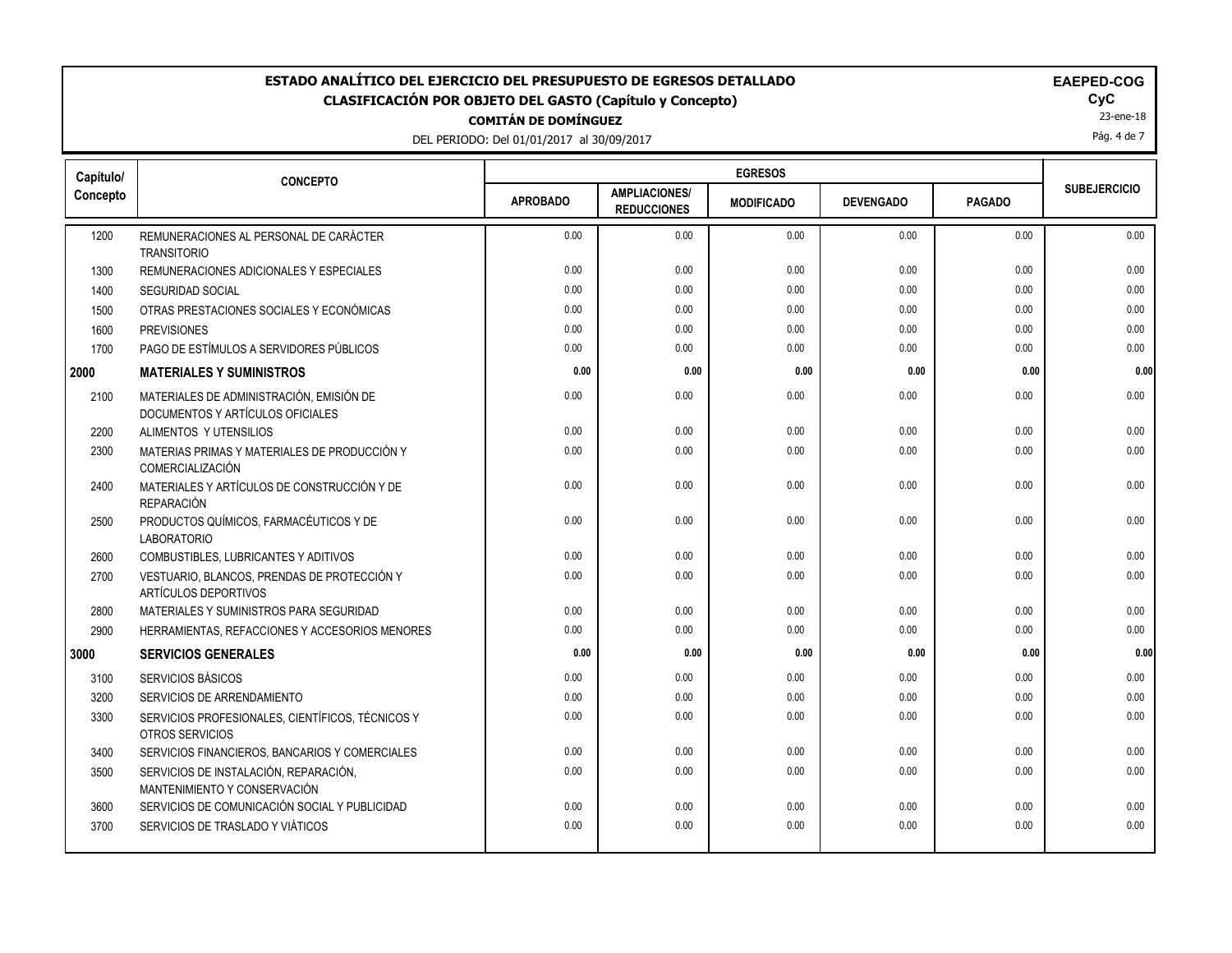# ESTADO ANALÍTICO DEL EJERCICIO DEL PRESUPUESTO DE EGRESOS DETALLADO

## CLASIFICACIÓN POR OBJETO DEL GASTO (Capítulo y Concepto)

**COMITÁN DE DOMÍNGUEZ**

DEL PERIODO: Del 01/01/2017 al 30/09/2017

**EAPED-COG**
**CyC**
23-ene-18

| Capítulo/ Concepto | CONCEPTO | EGRESOS | | | | | SUBEJERCICIO |
|---|---|---|---|---|---|---|---|
| | | APROBADO | AMPLIACIONES/ REDUCCIONES | MODIFICADO | DEVENGADO | PAGADO | |
| 1200 | REMUNERACIONES AL PERSONAL DE CARÁCTER TRANSITORIO | 0.00 | 0.00 | 0.00 | 0.00 | 0.00 | 0.00 |
| 1300 | REMUNERACIONES ADICIONALES Y ESPECIALES | 0.00 | 0.00 | 0.00 | 0.00 | 0.00 | 0.00 |
| 1400 | SEGURIDAD SOCIAL | 0.00 | 0.00 | 0.00 | 0.00 | 0.00 | 0.00 |
| 1500 | OTRAS PRESTACIONES SOCIALES Y ECONÓMICAS | 0.00 | 0.00 | 0.00 | 0.00 | 0.00 | 0.00 |
| 1600 | PREVISIONES | 0.00 | 0.00 | 0.00 | 0.00 | 0.00 | 0.00 |
| 1700 | PAGO DE ESTÍMULOS A SERVIDORES PÚBLICOS | 0.00 | 0.00 | 0.00 | 0.00 | 0.00 | 0.00 |
| **2000** | **MATERIALES Y SUMINISTROS** | **0.00** | **0.00** | **0.00** | **0.00** | **0.00** | **0.00** |
| 2100 | MATERIALES DE ADMINISTRACIÓN, EMISIÓN DE DOCUMENTOS Y ARTÍCULOS OFICIALES | 0.00 | 0.00 | 0.00 | 0.00 | 0.00 | 0.00 |
| 2200 | ALIMENTOS Y UTENSILIOS | 0.00 | 0.00 | 0.00 | 0.00 | 0.00 | 0.00 |
| 2300 | MATERIAS PRIMAS Y MATERIALES DE PRODUCCIÓN Y COMERCIALIZACIÓN | 0.00 | 0.00 | 0.00 | 0.00 | 0.00 | 0.00 |
| 2400 | MATERIALES Y ARTÍCULOS DE CONSTRUCCIÓN Y DE REPARACIÓN | 0.00 | 0.00 | 0.00 | 0.00 | 0.00 | 0.00 |
| 2500 | PRODUCTOS QUÍMICOS, FARMACÉUTICOS Y DE LABORATORIO | 0.00 | 0.00 | 0.00 | 0.00 | 0.00 | 0.00 |
| 2600 | COMBUSTIBLES, LUBRICANTES Y ADITIVOS | 0.00 | 0.00 | 0.00 | 0.00 | 0.00 | 0.00 |
| 2700 | VESTUARIO, BLANCOS, PRENDAS DE PROTECCIÓN Y ARTÍCULOS DEPORTIVOS | 0.00 | 0.00 | 0.00 | 0.00 | 0.00 | 0.00 |
| 2800 | MATERIALES Y SUMINISTROS PARA SEGURIDAD | 0.00 | 0.00 | 0.00 | 0.00 | 0.00 | 0.00 |
| 2900 | HERRAMIENTAS, REFACCIONES Y ACCESORIOS MENORES | 0.00 | 0.00 | 0.00 | 0.00 | 0.00 | 0.00 |
| **3000** | **SERVICIOS GENERALES** | **0.00** | **0.00** | **0.00** | **0.00** | **0.00** | **0.00** |
| 3100 | SERVICIOS BÁSICOS | 0.00 | 0.00 | 0.00 | 0.00 | 0.00 | 0.00 |
| 3200 | SERVICIOS DE ARRENDAMIENTO | 0.00 | 0.00 | 0.00 | 0.00 | 0.00 | 0.00 |
| 3300 | SERVICIOS PROFESIONALES, CIENTÍFICOS, TÉCNICOS Y OTROS SERVICIOS | 0.00 | 0.00 | 0.00 | 0.00 | 0.00 | 0.00 |
| 3400 | SERVICIOS FINANCIEROS, BANCARIOS Y COMERCIALES | 0.00 | 0.00 | 0.00 | 0.00 | 0.00 | 0.00 |
| 3500 | SERVICIOS DE INSTALACIÓN, REPARACIÓN, MANTENIMIENTO Y CONSERVACIÓN | 0.00 | 0.00 | 0.00 | 0.00 | 0.00 | 0.00 |
| 3600 | SERVICIOS DE COMUNICACIÓN SOCIAL Y PUBLICIDAD | 0.00 | 0.00 | 0.00 | 0.00 | 0.00 | 0.00 |
| 3700 | SERVICIOS DE TRASLADO Y VIÁTICOS | 0.00 | 0.00 | 0.00 | 0.00 | 0.00 | 0.00 |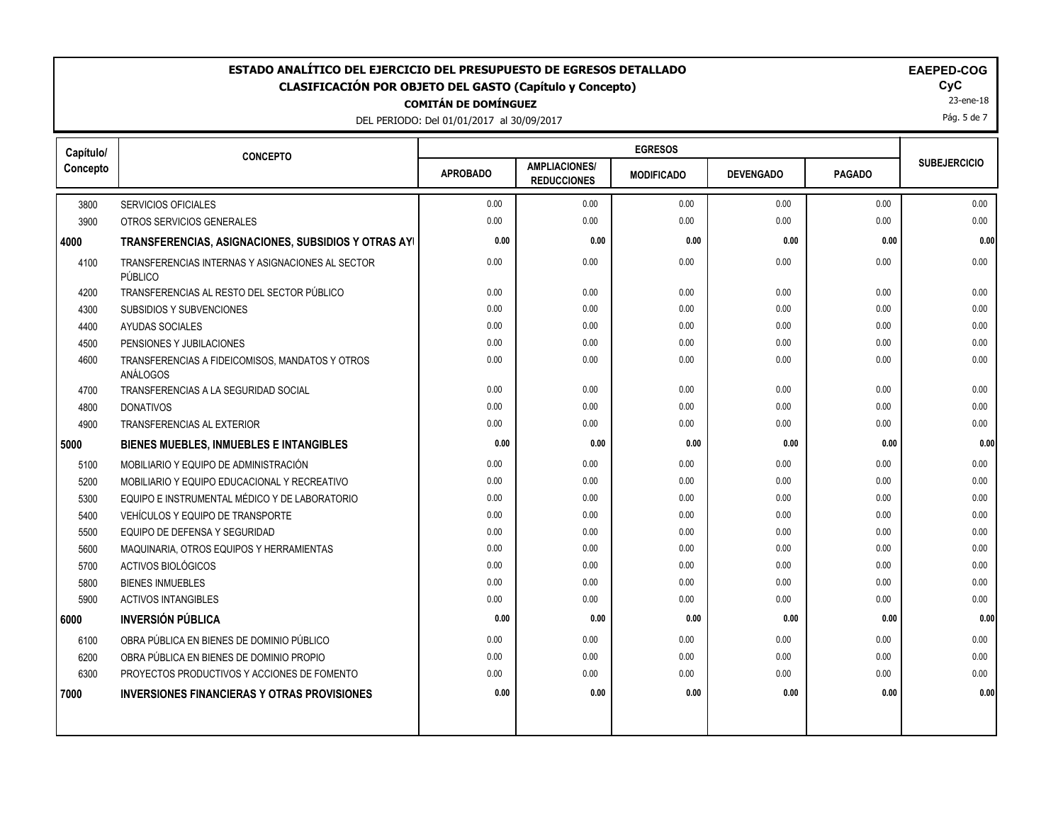# ESTADO ANALÍTICO DEL EJERCICIO DEL PRESUPUESTO DE EGRESOS DETALLADO

## CLASIFICACIÓN POR OBJETO DEL GASTO (Capítulo y Concepto)

**COMITÁN DE DOMÍNGUEZ**

DEL PERIODO: Del 01/01/2017 al 30/09/2017

**EAPEPD-COG**
**CyC**
23-ene-18

| Capítulo/ Concepto | CONCEPTO | EGRESOS | | | | | SUBEJERCICIO |
|---|---|---|---|---|---|---|---|
| | | APROBADO | AMPLIACIONES/ REDUCCIONES | MODIFICADO | DEVENGADO | PAGADO | |
| 3800 | SERVICIOS OFICIALES | 0.00 | 0.00 | 0.00 | 0.00 | 0.00 | 0.00 |
| 3900 | OTROS SERVICIOS GENERALES | 0.00 | 0.00 | 0.00 | 0.00 | 0.00 | 0.00 |
| **4000** | **TRANSFERENCIAS, ASIGNACIONES, SUBSIDIOS Y OTRAS AY** | **0.00** | **0.00** | **0.00** | **0.00** | **0.00** | **0.00** |
| 4100 | TRANSFERENCIAS INTERNAS Y ASIGNACIONES AL SECTOR PÚBLICO | 0.00 | 0.00 | 0.00 | 0.00 | 0.00 | 0.00 |
| 4200 | TRANSFERENCIAS AL RESTO DEL SECTOR PÚBLICO | 0.00 | 0.00 | 0.00 | 0.00 | 0.00 | 0.00 |
| 4300 | SUBSIDIOS Y SUBVENCIONES | 0.00 | 0.00 | 0.00 | 0.00 | 0.00 | 0.00 |
| 4400 | AYUDAS SOCIALES | 0.00 | 0.00 | 0.00 | 0.00 | 0.00 | 0.00 |
| 4500 | PENSIONES Y JUBILACIONES | 0.00 | 0.00 | 0.00 | 0.00 | 0.00 | 0.00 |
| 4600 | TRANSFERENCIAS A FIDEICOMISOS, MANDATOS Y OTROS ANÁLOGOS | 0.00 | 0.00 | 0.00 | 0.00 | 0.00 | 0.00 |
| 4700 | TRANSFERENCIAS A LA SEGURIDAD SOCIAL | 0.00 | 0.00 | 0.00 | 0.00 | 0.00 | 0.00 |
| 4800 | DONATIVOS | 0.00 | 0.00 | 0.00 | 0.00 | 0.00 | 0.00 |
| 4900 | TRANSFERENCIAS AL EXTERIOR | 0.00 | 0.00 | 0.00 | 0.00 | 0.00 | 0.00 |
| **5000** | **BIENES MUEBLES, INMUEBLES E INTANGIBLES** | **0.00** | **0.00** | **0.00** | **0.00** | **0.00** | **0.00** |
| 5100 | MOBILIARIO Y EQUIPO DE ADMINISTRACIÓN | 0.00 | 0.00 | 0.00 | 0.00 | 0.00 | 0.00 |
| 5200 | MOBILIARIO Y EQUIPO EDUCACIONAL Y RECREATIVO | 0.00 | 0.00 | 0.00 | 0.00 | 0.00 | 0.00 |
| 5300 | EQUIPO E INSTRUMENTAL MÉDICO Y DE LABORATORIO | 0.00 | 0.00 | 0.00 | 0.00 | 0.00 | 0.00 |
| 5400 | VEHÍCULOS Y EQUIPO DE TRANSPORTE | 0.00 | 0.00 | 0.00 | 0.00 | 0.00 | 0.00 |
| 5500 | EQUIPO DE DEFENSA Y SEGURIDAD | 0.00 | 0.00 | 0.00 | 0.00 | 0.00 | 0.00 |
| 5600 | MAQUINARIA, OTROS EQUIPOS Y HERRAMIENTAS | 0.00 | 0.00 | 0.00 | 0.00 | 0.00 | 0.00 |
| 5700 | ACTIVOS BIOLÓGICOS | 0.00 | 0.00 | 0.00 | 0.00 | 0.00 | 0.00 |
| 5800 | BIENES INMUEBLES | 0.00 | 0.00 | 0.00 | 0.00 | 0.00 | 0.00 |
| 5900 | ACTIVOS INTANGIBLES | 0.00 | 0.00 | 0.00 | 0.00 | 0.00 | 0.00 |
| **6000** | **INVERSIÓN PÚBLICA** | **0.00** | **0.00** | **0.00** | **0.00** | **0.00** | **0.00** |
| 6100 | OBRA PÚBLICA EN BIENES DE DOMINIO PÚBLICO | 0.00 | 0.00 | 0.00 | 0.00 | 0.00 | 0.00 |
| 6200 | OBRA PÚBLICA EN BIENES DE DOMINIO PROPIO | 0.00 | 0.00 | 0.00 | 0.00 | 0.00 | 0.00 |
| 6300 | PROYECTOS PRODUCTIVOS Y ACCIONES DE FOMENTO | 0.00 | 0.00 | 0.00 | 0.00 | 0.00 | 0.00 |
| **7000** | **INVERSIONES FINANCIERAS Y OTRAS PROVISIONES** | **0.00** | **0.00** | **0.00** | **0.00** | **0.00** | **0.00** |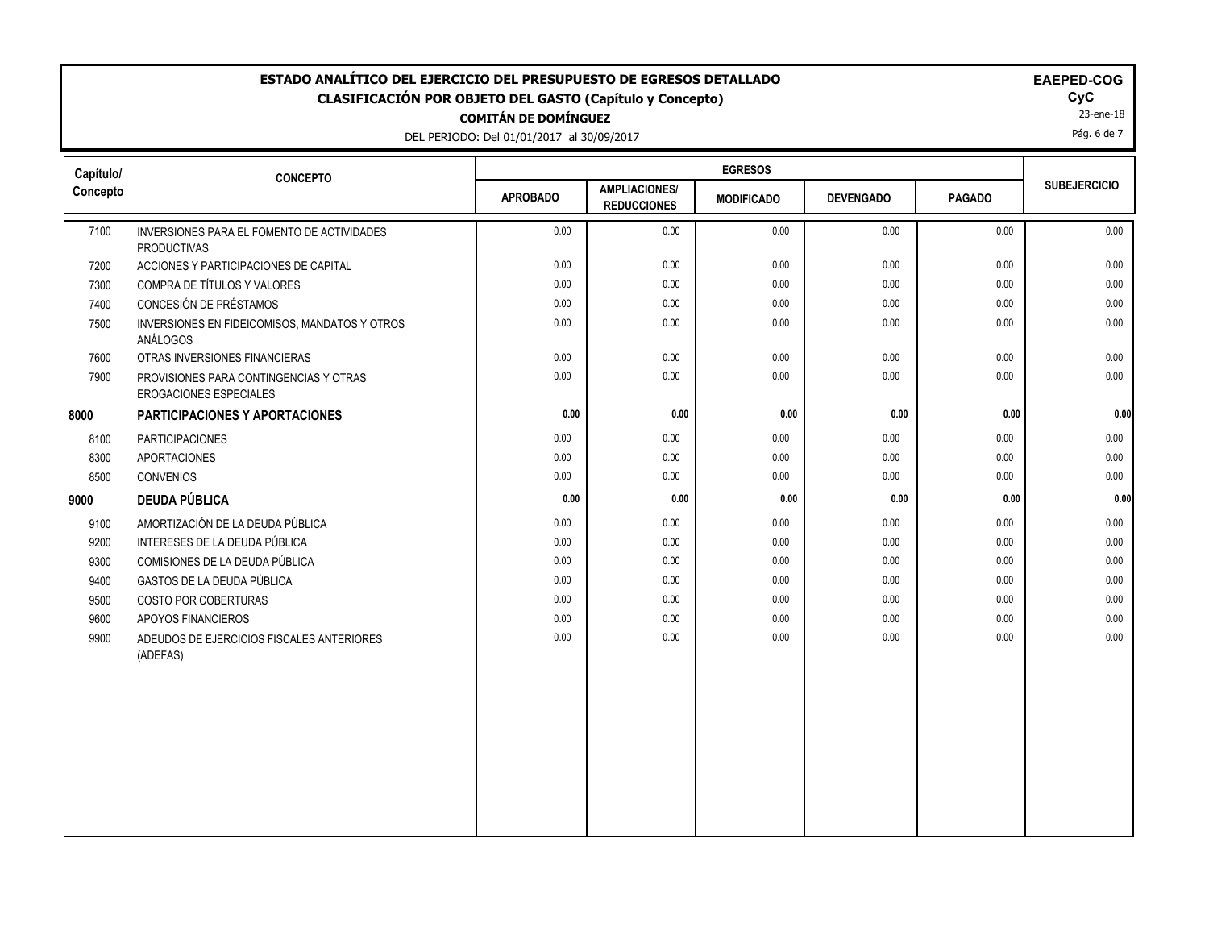# ESTADO ANALÍTICO DEL EJERCICIO DEL PRESUPUESTO DE EGRESOS DETALLADO

## CLASIFICACIÓN POR OBJETO DEL GASTO (Capítulo y Concepto)

**COMITÁN DE DOMÍNGUEZ**

DEL PERIODO: Del 01/01/2017 al 30/09/2017

**EAPED-COG**
**CyC**
23-ene-18

| Capítulo/ Concepto | CONCEPTO | EGRESOS | | | | | SUBEJERCICIO |
|---|---|---|---|---|---|---|---|
| | | APROBADO | AMPLIACIONES/ REDUCCIONES | MODIFICADO | DEVENGADO | PAGADO | |
| 7100 | INVERSIONES PARA EL FOMENTO DE ACTIVIDADES PRODUCTIVAS | 0.00 | 0.00 | 0.00 | 0.00 | 0.00 | 0.00 |
| 7200 | ACCIONES Y PARTICIPACIONES DE CAPITAL | 0.00 | 0.00 | 0.00 | 0.00 | 0.00 | 0.00 |
| 7300 | COMPRA DE TÍTULOS Y VALORES | 0.00 | 0.00 | 0.00 | 0.00 | 0.00 | 0.00 |
| 7400 | CONCESIÓN DE PRÉSTAMOS | 0.00 | 0.00 | 0.00 | 0.00 | 0.00 | 0.00 |
| 7500 | INVERSIONES EN FIDEICOMISOS, MANDATOS Y OTROS ANÁLOGOS | 0.00 | 0.00 | 0.00 | 0.00 | 0.00 | 0.00 |
| 7600 | OTRAS INVERSIONES FINANCIERAS | 0.00 | 0.00 | 0.00 | 0.00 | 0.00 | 0.00 |
| 7900 | PROVISIONES PARA CONTINGENCIAS Y OTRAS EROGACIONES ESPECIALES | 0.00 | 0.00 | 0.00 | 0.00 | 0.00 | 0.00 |
| **8000** | **PARTICIPACIONES Y APORTACIONES** | **0.00** | **0.00** | **0.00** | **0.00** | **0.00** | **0.00** |
| 8100 | PARTICIPACIONES | 0.00 | 0.00 | 0.00 | 0.00 | 0.00 | 0.00 |
| 8300 | APORTACIONES | 0.00 | 0.00 | 0.00 | 0.00 | 0.00 | 0.00 |
| 8500 | CONVENIOS | 0.00 | 0.00 | 0.00 | 0.00 | 0.00 | 0.00 |
| **9000** | **DEUDA PÚBLICA** | **0.00** | **0.00** | **0.00** | **0.00** | **0.00** | **0.00** |
| 9100 | AMORTIZACIÓN DE LA DEUDA PÚBLICA | 0.00 | 0.00 | 0.00 | 0.00 | 0.00 | 0.00 |
| 9200 | INTERESES DE LA DEUDA PÚBLICA | 0.00 | 0.00 | 0.00 | 0.00 | 0.00 | 0.00 |
| 9300 | COMISIONES DE LA DEUDA PÚBLICA | 0.00 | 0.00 | 0.00 | 0.00 | 0.00 | 0.00 |
| 9400 | GASTOS DE LA DEUDA PÚBLICA | 0.00 | 0.00 | 0.00 | 0.00 | 0.00 | 0.00 |
| 9500 | COSTO POR COBERTURAS | 0.00 | 0.00 | 0.00 | 0.00 | 0.00 | 0.00 |
| 9600 | APOYOS FINANCIEROS | 0.00 | 0.00 | 0.00 | 0.00 | 0.00 | 0.00 |
| 9900 | ADEUDOS DE EJERCICIOS FISCALES ANTERIORES (ADEFAS) | 0.00 | 0.00 | 0.00 | 0.00 | 0.00 | 0.00 |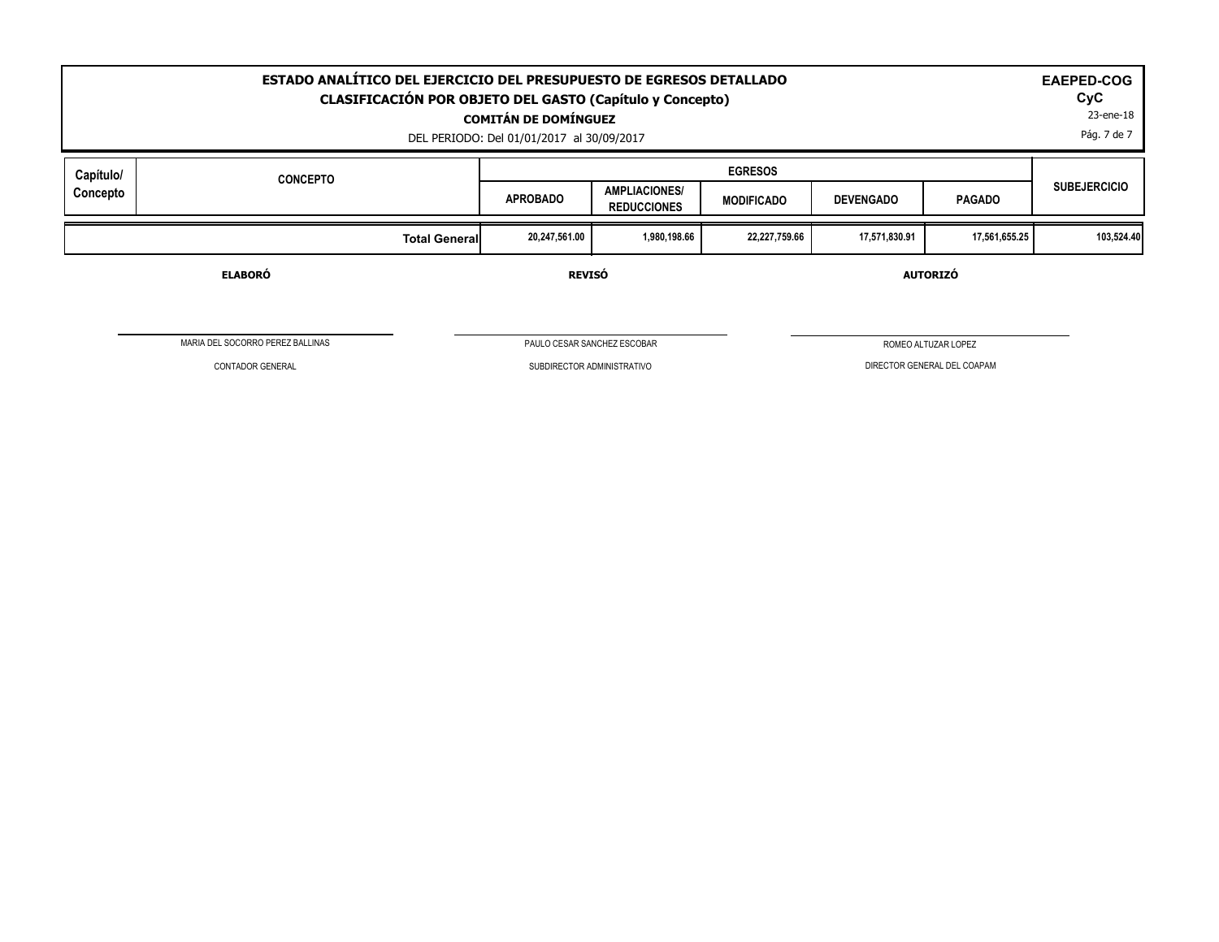# ESTADO ANALÍTICO DEL EJERCICIO DEL PRESUPUESTO DE EGRESOS DETALLADO
## CLASIFICACIÓN POR OBJETO DEL GASTO (Capítulo y Concepto)
### COMITÁN DE DOMÍNGUEZ

DEL PERIODO: Del 01/01/2017 al 30/09/2017

**EAEPED-COG**
**CyC**
23-ene-18

| Capítulo/ Concepto | CONCEPTO | EGRESOS | | | | | SUBEJERCICIO |
|---|---|---|---|---|---|---|---|
| | | APROBADO | AMPLIACIONES/ REDUCCIONES | MODIFICADO | DEVENGADO | PAGADO | |
| | **Total General** | **20,247,561.00** | **1,980,198.66** | **22,227,759.66** | **17,571,830.91** | **17,561,655.25** | **103,524.40** |

| ELABORÓ | REVISÓ | AUTORIZÓ |
|---|---|---|
| MARIA DEL SOCORRO PEREZ BALLINAS | PAULO CESAR SANCHEZ ESCOBAR | ROMEO ALTUZAR LOPEZ |
| CONTADOR GENERAL | SUBDIRECTOR ADMINISTRATIVO | DIRECTOR GENERAL DEL COAPAM |